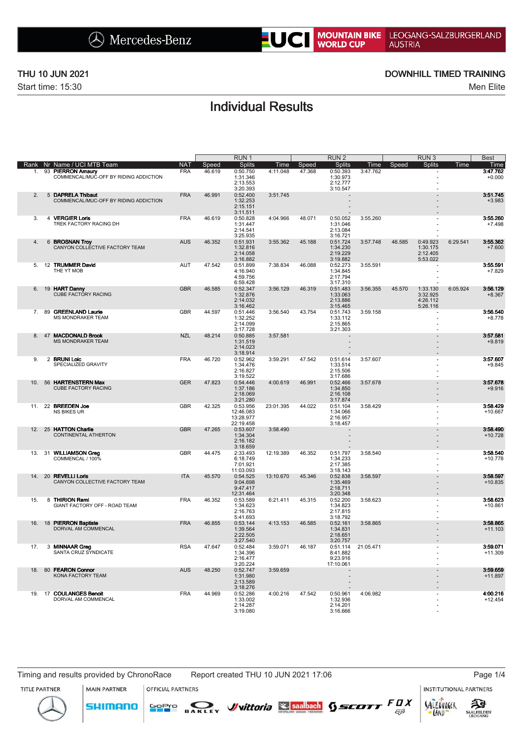Mercedes-Benz | UCI MOUNTAIN BIKE WORLD CUP | LEOGANG-SALZBURGERLAND AUSTRIA

THU 10 JUN 2021 — DOWNHILL TIMED TRAINING

Start time: 15:30 — Men Elite

# Individual Results

| Rank | Nr | Name / UCI MTB Team | NAT | RUN 1 Speed | RUN 1 Splits | RUN 1 Time | RUN 2 Speed | RUN 2 Splits | RUN 2 Time | RUN 3 Speed | RUN 3 Splits | RUN 3 Time | Best Time |
|---|---|---|---|---|---|---|---|---|---|---|---|---|---|
| 1. | 93 | **PIERRON Amaury** COMMENCAL/MUC-OFF BY RIDING ADDICTION | FRA | 46.619 | 0:50.750 1:31.346 2:13.553 3:20.393 | 4:11.048 | 47.368 | 0:50.393 1:30.973 2:12.777 3:10.547 | 3:47.762 | | - - - - | | **3:47.762** +0.000 |
| 2. | 5 | **DAPRELA Thibaut** COMMENCAL/MUC-OFF BY RIDING ADDICTION | FRA | 46.991 | 0:52.400 1:32.253 2:15.151 3:11.511 | 3:51.745 | | - - - - | | | - - - - | | **3:51.745** +3.983 |
| 3. | 4 | **VERGIER Loris** TREK FACTORY RACING DH | FRA | 46.619 | 0:50.828 1:31.447 2:14.541 3:25.935 | 4:04.966 | 48.071 | 0:50.052 1:31.046 2:13.084 3:16.721 | 3:55.260 | | - - - - | | **3:55.260** +7.498 |
| 4. | 6 | **BROSNAN Troy** CANYON COLLECTIVE FACTORY TEAM | AUS | 46.352 | 0:51.931 1:32.816 2:14.058 3:16.882 | 3:55.362 | 45.188 | 0:51.724 1:34.230 2:19.229 3:19.882 | 3:57.748 | 46.585 | 0:49.923 1:30.175 2:12.405 5:53.022 | 6:29.541 | **3:55.362** +7.600 |
| 5. | 12 | **TRUMMER David** THE YT MOB | AUT | 47.542 | 0:51.899 4:16.940 4:59.756 6:59.428 | 7:38.834 | 46.088 | 0:52.273 1:34.845 2:17.794 3:17.310 | 3:55.591 | | - - - - | | **3:55.591** +7.829 |
| 6. | 19 | **HART Danny** CUBE FACTORY RACING | GBR | 46.585 | 0:52.347 1:32.876 2:14.032 3:16.462 | 3:56.129 | 46.319 | 0:51.483 1:33.063 2:13.886 3:15.465 | 3:56.355 | 45.570 | 1:33.130 3:32.925 4:26.112 5:26.116 | 6:05.924 | **3:56.129** +8.367 |
| 7. | 89 | **GREENLAND Laurie** MS MONDRAKER TEAM | GBR | 44.597 | 0:51.446 1:32.252 2:14.099 3:17.728 | 3:56.540 | 43.754 | 0:51.743 1:33.112 2:15.865 3:21.303 | 3:59.158 | | - - - - | | **3:56.540** +8.778 |
| 8. | 47 | **MACDONALD Brook** MS MONDRAKER TEAM | NZL | 48.214 | 0:50.885 1:31.519 2:14.023 3:18.914 | 3:57.581 | | - - - - | | | - - - - | | **3:57.581** +9.819 |
| 9. | 2 | **BRUNI Loic** SPECIALIZED GRAVITY | FRA | 46.720 | 0:52.962 1:34.476 2:16.827 3:19.522 | 3:59.291 | 47.542 | 0:51.614 1:33.514 2:15.506 3:17.686 | 3:57.607 | | - - - - | | **3:57.607** +9.845 |
| 10. | 56 | **HARTENSTERN Max** CUBE FACTORY RACING | GER | 47.823 | 0:54.446 1:37.186 2:18.069 3:21.280 | 4:00.619 | 46.991 | 0:52.466 1:34.850 2:16.108 3:17.874 | 3:57.678 | | - - - - | | **3:57.678** +9.916 |
| 11. | 22 | **BREEDEN Joe** NS BIKES UR | GBR | 42.325 | 0:53.956 12:46.083 13:28.977 22:19.458 | 23:01.395 | 44.022 | 0:51.104 1:34.066 2:16.957 3:18.457 | 3:58.429 | | - - - - | | **3:58.429** +10.667 |
| 12. | 25 | **HATTON Charlie** CONTINENTAL ATHERTON | GBR | 47.265 | 0:53.607 1:34.304 2:16.182 3:18.659 | 3:58.490 | | - - - - | | | - - - - | | **3:58.490** +10.728 |
| 13. | 31 | **WILLIAMSON Greg** COMMENCAL / 100% | GBR | 44.475 | 2:33.493 6:18.749 7:01.921 11:03.093 | 12:19.389 | 46.352 | 0:51.797 1:34.233 2:17.385 3:18.143 | 3:58.540 | | - - - - | | **3:58.540** +10.778 |
| 14. | 20 | **REVELLI Loris** CANYON COLLECTIVE FACTORY TEAM | ITA | 45.570 | 0:54.525 9:04.698 9:47.417 12:31.464 | 13:10.670 | 45.346 | 0:52.838 1:35.469 2:18.711 3:20.348 | 3:58.597 | | - - - - | | **3:58.597** +10.835 |
| 15. | 8 | **THIRION Remi** GIANT FACTORY OFF - ROAD TEAM | FRA | 46.352 | 0:53.589 1:34.623 2:16.763 5:41.693 | 6:21.411 | 45.315 | 0:52.200 1:34.823 2:17.815 3:18.792 | 3:58.623 | | - - - - | | **3:58.623** +10.861 |
| 16. | 18 | **PIERRON Baptiste** DORVAL AM COMMENCAL | FRA | 46.855 | 0:53.144 1:39.564 2:22.505 3:27.540 | 4:13.153 | 46.585 | 0:52.161 1:34.831 2:18.651 3:20.757 | 3:58.865 | | - - - - | | **3:58.865** +11.103 |
| 17. | 3 | **MINNAAR Greg** SANTA CRUZ SYNDICATE | RSA | 47.647 | 0:52.484 1:34.396 2:16.477 3:20.224 | 3:59.071 | 46.187 | 0:51.114 8:41.882 9:23.916 17:10.061 | 21:05.471 | | - - - - | | **3:59.071** +11.309 |
| 18. | 80 | **FEARON Connor** KONA FACTORY TEAM | AUS | 48.250 | 0:52.747 1:31.980 2:13.589 3:18.276 | 3:59.659 | | - - - - | | | - - - - | | **3:59.659** +11.897 |
| 19. | 17 | **COULANGES Benoit** DORVAL AM COMMENCAL | FRA | 44.969 | 0:52.286 1:33.002 2:14.287 3:19.080 | 4:00.216 | 47.542 | 0:50.961 1:32.936 2:14.201 3:16.666 | 4:06.982 | | - - - - | | **4:00.216** +12.454 |

Timing and results provided by ChronoRace — Report created THU 10 JUN 2021 17:06

TITLE PARTNER: Mercedes-Benz | MAIN PARTNER: SHIMANO | OFFICIAL PARTNERS: GoPro, OAKLEY, vittoria, saalbach, SCOTT, FOX | INSTITUTIONAL PARTNERS: SALZBURGERLAND, SAALFELDEN LEOGANG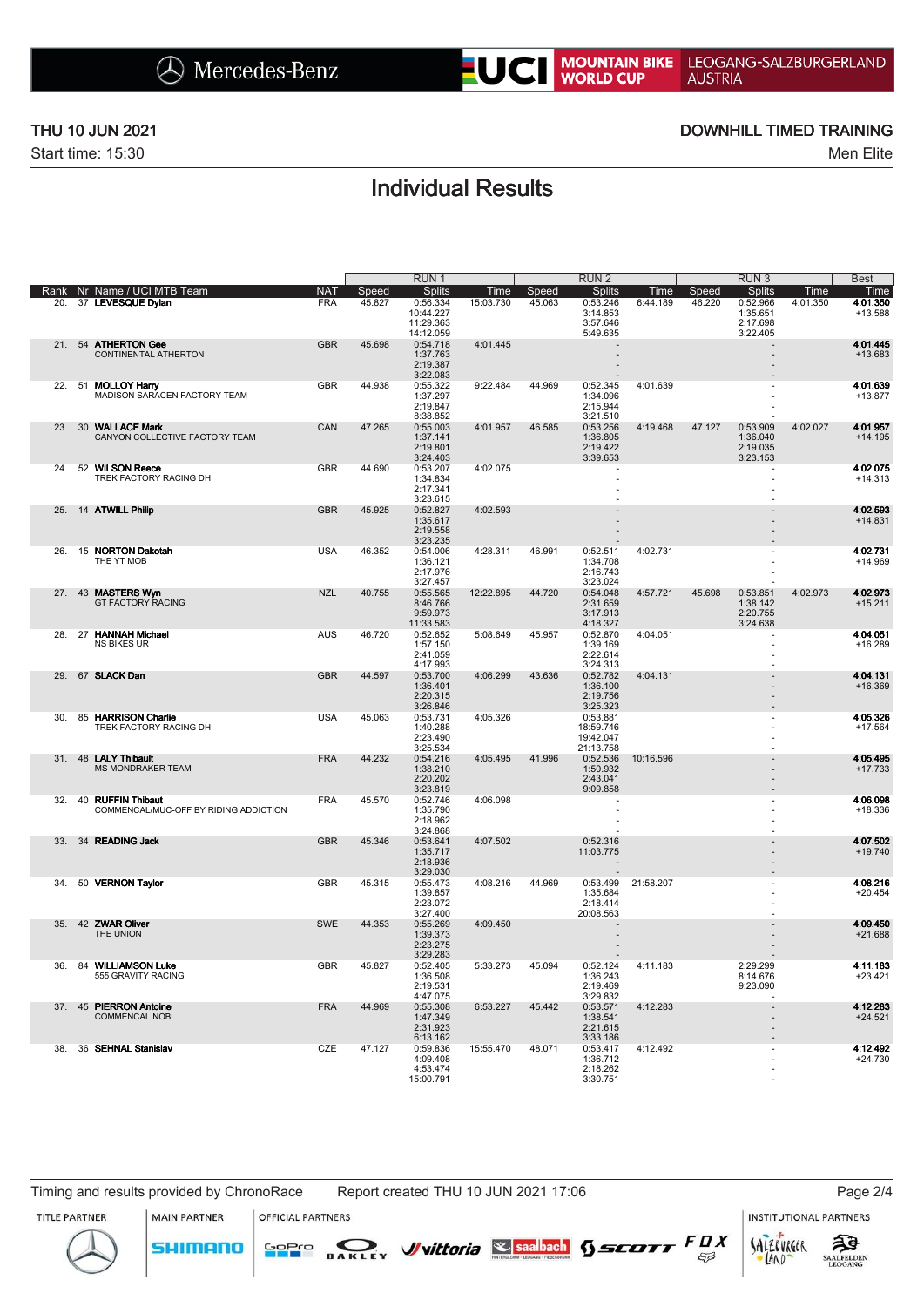THU 10 JUN 2021

Start time: 15:30

DOWNHILL TIMED TRAINING

Men Elite

# Individual Results

| Rank | Nr | Name / UCI MTB Team | NAT | RUN 1 Speed | RUN 1 Splits | RUN 1 Time | RUN 2 Speed | RUN 2 Splits | RUN 2 Time | RUN 3 Speed | RUN 3 Splits | RUN 3 Time | Best Time |
|---|---|---|---|---|---|---|---|---|---|---|---|---|---|
| 20. | 37 | **LEVESQUE Dylan** | FRA | 45.827 | 0:56.334<br>10:44.227<br>11:29.363<br>14:12.059 | 15:03.730 | 45.063 | 0:53.246<br>3:14.853<br>3:57.646<br>5:49.635 | 6:44.189 | 46.220 | 0:52.966<br>1:35.651<br>2:17.698<br>3:22.405 | 4:01.350 | **4:01.350**<br>+13.588 |
| 21. | 54 | **ATHERTON Gee**<br>CONTINENTAL ATHERTON | GBR | 45.698 | 0:54.718<br>1:37.763<br>2:19.387<br>3:22.083 | 4:01.445 | | -<br>-<br>-<br>- | | | -<br>-<br>-<br>- | | **4:01.445**<br>+13.683 |
| 22. | 51 | **MOLLOY Harry**<br>MADISON SARACEN FACTORY TEAM | GBR | 44.938 | 0:55.322<br>1:37.297<br>2:19.847<br>8:38.852 | 9:22.484 | 44.969 | 0:52.345<br>1:34.096<br>2:15.944<br>3:21.510 | 4:01.639 | | -<br>-<br>-<br>- | | **4:01.639**<br>+13.877 |
| 23. | 30 | **WALLACE Mark**<br>CANYON COLLECTIVE FACTORY TEAM | CAN | 47.265 | 0:55.003<br>1:37.141<br>2:19.801<br>3:24.403 | 4:01.957 | 46.585 | 0:53.256<br>1:36.805<br>2:19.422<br>3:39.653 | 4:19.468 | 47.127 | 0:53.909<br>1:36.040<br>2:19.035<br>3:23.153 | 4:02.027 | **4:01.957**<br>+14.195 |
| 24. | 52 | **WILSON Reece**<br>TREK FACTORY RACING DH | GBR | 44.690 | 0:53.207<br>1:34.834<br>2:17.341<br>3:23.615 | 4:02.075 | | -<br>-<br>-<br>- | | | -<br>-<br>-<br>- | | **4:02.075**<br>+14.313 |
| 25. | 14 | **ATWILL Philip** | GBR | 45.925 | 0:52.827<br>1:35.617<br>2:19.558<br>3:23.235 | 4:02.593 | | -<br>-<br>-<br>- | | | -<br>-<br>-<br>- | | **4:02.593**<br>+14.831 |
| 26. | 15 | **NORTON Dakotah**<br>THE YT MOB | USA | 46.352 | 0:54.006<br>1:36.121<br>2:17.976<br>3:27.457 | 4:28.311 | 46.991 | 0:52.511<br>1:34.708<br>2:16.743<br>3:23.024 | 4:02.731 | | -<br>-<br>-<br>- | | **4:02.731**<br>+14.969 |
| 27. | 43 | **MASTERS Wyn**<br>GT FACTORY RACING | NZL | 40.755 | 0:55.565<br>8:46.766<br>9:59.973<br>11:33.583 | 12:22.895 | 44.720 | 0:54.048<br>2:31.659<br>3:17.913<br>4:18.327 | 4:57.721 | 45.698 | 0:53.851<br>1:38.142<br>2:20.755<br>3:24.638 | 4:02.973 | **4:02.973**<br>+15.211 |
| 28. | 27 | **HANNAH Michael**<br>NS BIKES UR | AUS | 46.720 | 0:52.652<br>1:57.150<br>2:41.059<br>4:17.993 | 5:08.649 | 45.957 | 0:52.870<br>1:39.169<br>2:22.614<br>3:24.313 | 4:04.051 | | -<br>-<br>-<br>- | | **4:04.051**<br>+16.289 |
| 29. | 67 | **SLACK Dan** | GBR | 44.597 | 0:53.700<br>1:36.401<br>2:20.315<br>3:26.846 | 4:06.299 | 43.636 | 0:52.782<br>1:36.100<br>2:19.756<br>3:25.323 | 4:04.131 | | -<br>-<br>-<br>- | | **4:04.131**<br>+16.369 |
| 30. | 85 | **HARRISON Charlie**<br>TREK FACTORY RACING DH | USA | 45.063 | 0:53.731<br>1:40.288<br>2:23.490<br>3:25.534 | 4:05.326 | | 0:53.881<br>18:59.746<br>19:42.047<br>21:13.758 | | | -<br>-<br>-<br>- | | **4:05.326**<br>+17.564 |
| 31. | 48 | **LALY Thibault**<br>MS MONDRAKER TEAM | FRA | 44.232 | 0:54.216<br>1:38.210<br>2:20.202<br>3:23.819 | 4:05.495 | 41.996 | 0:52.536<br>1:50.932<br>2:43.041<br>9:09.858 | 10:16.596 | | -<br>-<br>-<br>- | | **4:05.495**<br>+17.733 |
| 32. | 40 | **RUFFIN Thibaut**<br>COMMENCAL/MUC-OFF BY RIDING ADDICTION | FRA | 45.570 | 0:52.746<br>1:35.790<br>2:18.962<br>3:24.868 | 4:06.098 | | -<br>-<br>-<br>- | | | -<br>-<br>-<br>- | | **4:06.098**<br>+18.336 |
| 33. | 34 | **READING Jack** | GBR | 45.346 | 0:53.641<br>1:35.717<br>2:18.936<br>3:29.030 | 4:07.502 | | 0:52.316<br>11:03.775<br>-<br>- | | | -<br>-<br>-<br>- | | **4:07.502**<br>+19.740 |
| 34. | 50 | **VERNON Taylor** | GBR | 45.315 | 0:55.473<br>1:39.857<br>2:23.072<br>3:27.400 | 4:08.216 | 44.969 | 0:53.499<br>1:35.684<br>2:18.414<br>20:08.563 | 21:58.207 | | -<br>-<br>-<br>- | | **4:08.216**<br>+20.454 |
| 35. | 42 | **ZWAR Oliver**<br>THE UNION | SWE | 44.353 | 0:55.269<br>1:39.373<br>2:23.275<br>3:29.283 | 4:09.450 | | -<br>-<br>-<br>- | | | -<br>-<br>-<br>- | | **4:09.450**<br>+21.688 |
| 36. | 84 | **WILLIAMSON Luke**<br>555 GRAVITY RACING | GBR | 45.827 | 0:52.405<br>1:36.508<br>2:19.531<br>4:47.075 | 5:33.273 | 45.094 | 0:52.124<br>1:36.243<br>2:19.469<br>3:29.832 | 4:11.183 | | 2:29.299<br>8:14.676<br>9:23.090<br>- | | **4:11.183**<br>+23.421 |
| 37. | 45 | **PIERRON Antoine**<br>COMMENCAL NOBL | FRA | 44.969 | 0:55.308<br>1:47.349<br>2:31.923<br>6:13.162 | 6:53.227 | 45.442 | 0:53.571<br>1:38.541<br>2:21.615<br>3:33.186 | 4:12.283 | | -<br>-<br>-<br>- | | **4:12.283**<br>+24.521 |
| 38. | 36 | **SEHNAL Stanislav** | CZE | 47.127 | 0:59.836<br>4:09.408<br>4:53.474<br>15:00.791 | 15:55.470 | 48.071 | 0:53.417<br>1:36.712<br>2:18.262<br>3:30.751 | 4:12.492 | | -<br>-<br>-<br>- | | **4:12.492**<br>+24.730 |

Timing and results provided by ChronoRace    Report created THU 10 JUN 2021 17:06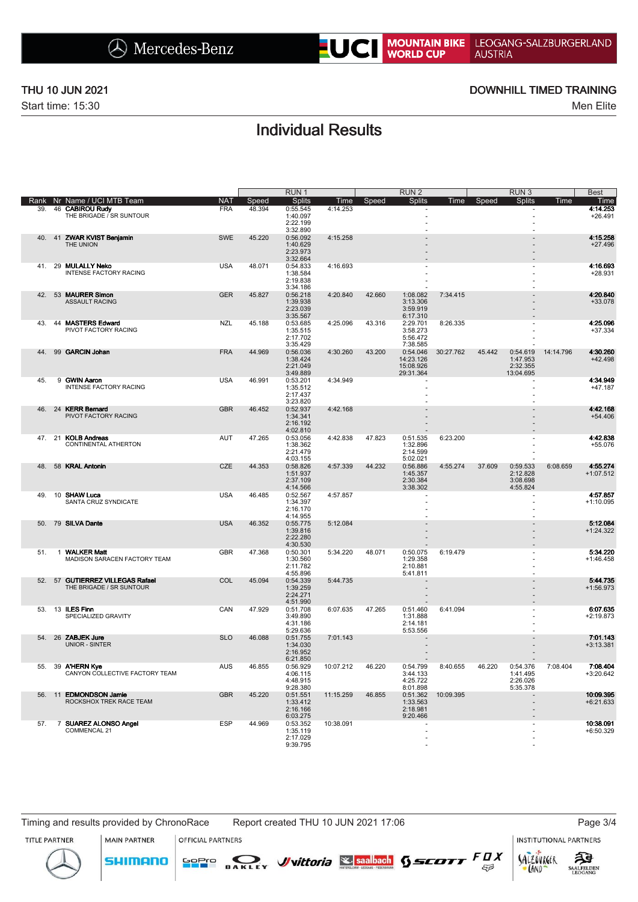THU 10 JUN 2021

Start time: 15:30

DOWNHILL TIMED TRAINING

Men Elite

# Individual Results

| Rank | Nr | Name / UCI MTB Team | NAT | RUN 1 Speed | RUN 1 Splits | RUN 1 Time | RUN 2 Speed | RUN 2 Splits | RUN 2 Time | RUN 3 Speed | RUN 3 Splits | RUN 3 Time | Best Time |
|---|---|---|---|---|---|---|---|---|---|---|---|---|---|
| 39. | 46 | **CABIROU Rudy** THE BRIGADE / SR SUNTOUR | FRA | 48.394 | 0:55.545 1:40.097 2:22.199 3:32.890 | 4:14.253 | | - - - - | | | - - - - | | **4:14.253** +26.491 |
| 40. | 41 | **ZWAR KVIST Benjamin** THE UNION | SWE | 45.220 | 0:56.092 1:40.629 2:23.973 3:32.664 | 4:15.258 | | - - - - | | | - - - - | | **4:15.258** +27.496 |
| 41. | 29 | **MULALLY Neko** INTENSE FACTORY RACING | USA | 48.071 | 0:54.833 1:38.584 2:19.838 3:34.186 | 4:16.693 | | - - - - | | | - - - - | | **4:16.693** +28.931 |
| 42. | 53 | **MAURER Simon** ASSAULT RACING | GER | 45.827 | 0:56.218 1:39.938 2:23.039 3:35.567 | 4:20.840 | 42.660 | 1:08.082 3:13.306 3:59.919 6:17.310 | 7:34.415 | | - - - - | | **4:20.840** +33.078 |
| 43. | 44 | **MASTERS Edward** PIVOT FACTORY RACING | NZL | 45.188 | 0:53.685 1:35.515 2:17.702 3:35.429 | 4:25.096 | 43.316 | 2:29.701 3:58.273 5:56.472 7:38.585 | 8:26.335 | | - - - - | | **4:25.096** +37.334 |
| 44. | 99 | **GARCIN Johan** | FRA | 44.969 | 0:56.036 1:38.424 2:21.049 3:49.889 | 4:30.260 | 43.200 | 0:54.046 14:23.126 15:08.926 29:31.364 | 30:27.762 | 45.442 | 0:54.619 1:47.953 2:32.355 13:04.695 | 14:14.796 | **4:30.260** +42.498 |
| 45. | 9 | **GWIN Aaron** INTENSE FACTORY RACING | USA | 46.991 | 0:53.201 1:35.512 2:17.437 3:23.820 | 4:34.949 | | - - - - | | | - - - - | | **4:34.949** +47.187 |
| 46. | 24 | **KERR Bernard** PIVOT FACTORY RACING | GBR | 46.452 | 0:52.937 1:34.341 2:16.192 4:02.810 | 4:42.168 | | - - - - | | | - - - - | | **4:42.168** +54.406 |
| 47. | 21 | **KOLB Andreas** CONTINENTAL ATHERTON | AUT | 47.265 | 0:53.056 1:38.362 2:21.479 4:03.155 | 4:42.838 | 47.823 | 0:51.535 1:32.896 2:14.599 5:02.021 | 6:23.200 | | - - - - | | **4:42.838** +55.076 |
| 48. | 58 | **KRAL Antonin** | CZE | 44.353 | 0:58.826 1:51.937 2:37.109 4:14.566 | 4:57.339 | 44.232 | 0:56.886 1:45.357 2:30.384 3:38.302 | 4:55.274 | 37.609 | 0:59.533 2:12.828 3:08.698 4:55.824 | 6:08.659 | **4:55.274** +1:07.512 |
| 49. | 10 | **SHAW Luca** SANTA CRUZ SYNDICATE | USA | 46.485 | 0:52.567 1:34.397 2:16.170 4:14.955 | 4:57.857 | | - - - - | | | - - - - | | **4:57.857** +1:10.095 |
| 50. | 79 | **SILVA Dante** | USA | 46.352 | 0:55.775 1:39.816 2:22.280 4:30.530 | 5:12.084 | | - - - - | | | - - - - | | **5:12.084** +1:24.322 |
| 51. | 1 | **WALKER Matt** MADISON SARACEN FACTORY TEAM | GBR | 47.368 | 0:50.301 1:30.560 2:11.782 4:55.896 | 5:34.220 | 48.071 | 0:50.075 1:29.358 2:10.881 5:41.811 | 6:19.479 | | - - - - | | **5:34.220** +1:46.458 |
| 52. | 57 | **GUTIERREZ VILLEGAS Rafael** THE BRIGADE / SR SUNTOUR | COL | 45.094 | 0:54.339 1:39.259 2:24.271 4:51.990 | 5:44.735 | | - - - - | | | - - - - | | **5:44.735** +1:56.973 |
| 53. | 13 | **ILES Finn** SPECIALIZED GRAVITY | CAN | 47.929 | 0:51.708 3:49.890 4:31.186 5:29.636 | 6:07.635 | 47.265 | 0:51.460 1:31.888 2:14.181 5:53.556 | 6:41.094 | | - - - - | | **6:07.635** +2:19.873 |
| 54. | 26 | **ZABJEK Jure** UNIOR - SINTER | SLO | 46.088 | 0:51.755 1:34.030 2:16.952 6:21.850 | 7:01.143 | | - - - - | | | - - - - | | **7:01.143** +3:13.381 |
| 55. | 39 | **A'HERN Kye** CANYON COLLECTIVE FACTORY TEAM | AUS | 46.855 | 0:56.929 4:06.115 4:48.915 9:28.380 | 10:07.212 | 46.220 | 0:54.799 3:44.133 4:25.722 8:01.898 | 8:40.655 | 46.220 | 0:54.376 1:41.495 2:26.026 5:35.378 | 7:08.404 | **7:08.404** +3:20.642 |
| 56. | 11 | **EDMONDSON Jamie** ROCKSHOX TREK RACE TEAM | GBR | 45.220 | 0:51.551 1:33.412 2:16.166 6:03.275 | 11:15.259 | 46.855 | 0:51.362 1:33.563 2:18.981 9:20.466 | 10:09.395 | | - - - - | | **10:09.395** +6:21.633 |
| 57. | 7 | **SUAREZ ALONSO Angel** COMMENCAL 21 | ESP | 44.969 | 0:53.352 1:35.119 2:17.029 9:39.795 | 10:38.091 | | - - - - | | | - - - - | | **10:38.091** +6:50.329 |

Timing and results provided by ChronoRace

Report created THU 10 JUN 2021 17:06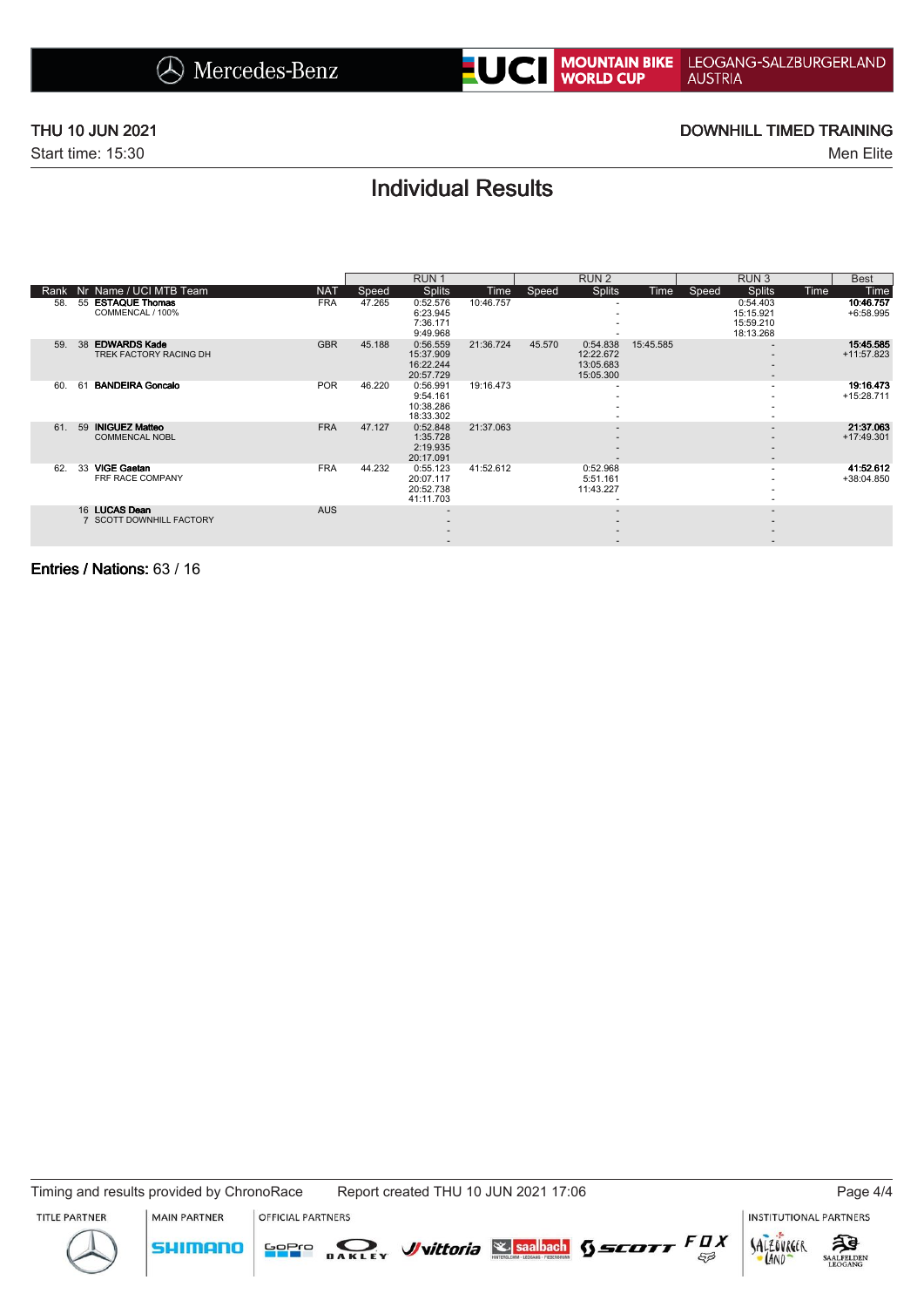THU 10 JUN 2021

Start time: 15:30

DOWNHILL TIMED TRAINING

Men Elite

# Individual Results

| | | | | RUN 1 | | | RUN 2 | | | RUN 3 | | | Best |
|---|---|---|---|---|---|---|---|---|---|---|---|---|---|
| Rank | Nr | Name / UCI MTB Team | NAT | Speed | Splits | Time | Speed | Splits | Time | Speed | Splits | Time | Time |
| 58. | 55 | **ESTAQUE Thomas** COMMENCAL / 100% | FRA | 47.265 | 0:52.576 6:23.945 7:36.171 9:49.968 | 10:46.757 | | - - - - | | | 0:54.403 15:15.921 15:59.210 18:13.268 | | **10:46.757** +6:58.995 |
| 59. | 38 | **EDWARDS Kade** TREK FACTORY RACING DH | GBR | 45.188 | 0:56.559 15:37.909 16:22.244 20:57.729 | 21:36.724 | 45.570 | 0:54.838 12:22.672 13:05.683 15:05.300 | 15:45.585 | | - - - - | | **15:45.585** +11:57.823 |
| 60. | 61 | **BANDEIRA Goncalo** | POR | 46.220 | 0:56.991 9:54.161 10:38.286 18:33.302 | 19:16.473 | | - - - - | | | - - - - | | **19:16.473** +15:28.711 |
| 61. | 59 | **INIGUEZ Matteo** COMMENCAL NOBL | FRA | 47.127 | 0:52.848 1:35.728 2:19.935 20:17.091 | 21:37.063 | | - - - - | | | - - - - | | **21:37.063** +17:49.301 |
| 62. | 33 | **VIGE Gaetan** FRF RACE COMPANY | FRA | 44.232 | 0:55.123 20:07.117 20:52.738 41:11.703 | 41:52.612 | | 0:52.968 5:51.161 11:43.227 - | | | - - - - | | **41:52.612** +38:04.850 |
| | 16 7 | **LUCAS Dean** SCOTT DOWNHILL FACTORY | AUS | | - - - - | | | - - - - | | | - - - - | | |

**Entries / Nations:** 63 / 16

Timing and results provided by ChronoRace

Report created THU 10 JUN 2021 17:06